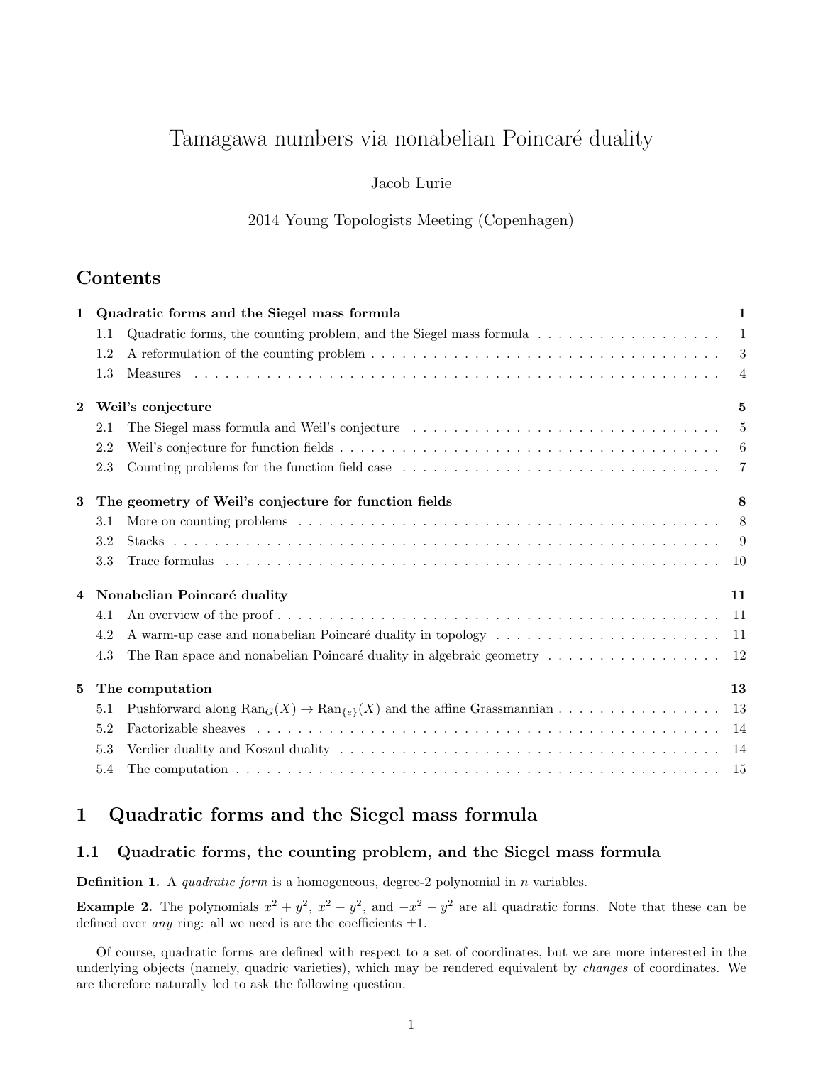# Tamagawa numbers via nonabelian Poincaré duality

Jacob Lurie

2014 Young Topologists Meeting (Copenhagen)

## Contents

**1 Quadratic forms and the Siegel mass formula** — 1
- 1.1 Quadratic forms, the counting problem, and the Siegel mass formula — 1
- 1.2 A reformulation of the counting problem — 3
- 1.3 Measures — 4

**2 Weil's conjecture** — 5
- 2.1 The Siegel mass formula and Weil's conjecture — 5
- 2.2 Weil's conjecture for function fields — 6
- 2.3 Counting problems for the function field case — 7

**3 The geometry of Weil's conjecture for function fields** — 8
- 3.1 More on counting problems — 8
- 3.2 Stacks — 9
- 3.3 Trace formulas — 10

**4 Nonabelian Poincaré duality** — 11
- 4.1 An overview of the proof — 11
- 4.2 A warm-up case and nonabelian Poincaré duality in topology — 11
- 4.3 The Ran space and nonabelian Poincaré duality in algebraic geometry — 12

**5 The computation** — 13
- 5.1 Pushforward along $\mathrm{Ran}_G(X) \to \mathrm{Ran}_{\{e\}}(X)$ and the affine Grassmannian — 13
- 5.2 Factorizable sheaves — 14
- 5.3 Verdier duality and Koszul duality — 14
- 5.4 The computation — 15

## 1 Quadratic forms and the Siegel mass formula

### 1.1 Quadratic forms, the counting problem, and the Siegel mass formula

**Definition 1.** A *quadratic form* is a homogeneous, degree-2 polynomial in $n$ variables.

**Example 2.** The polynomials $x^2 + y^2$, $x^2 - y^2$, and $-x^2 - y^2$ are all quadratic forms. Note that these can be defined over *any* ring: all we need is are the coefficients $\pm 1$.

Of course, quadratic forms are defined with respect to a set of coordinates, but we are more interested in the underlying objects (namely, quadric varieties), which may be rendered equivalent by *changes* of coordinates. We are therefore naturally led to ask the following question.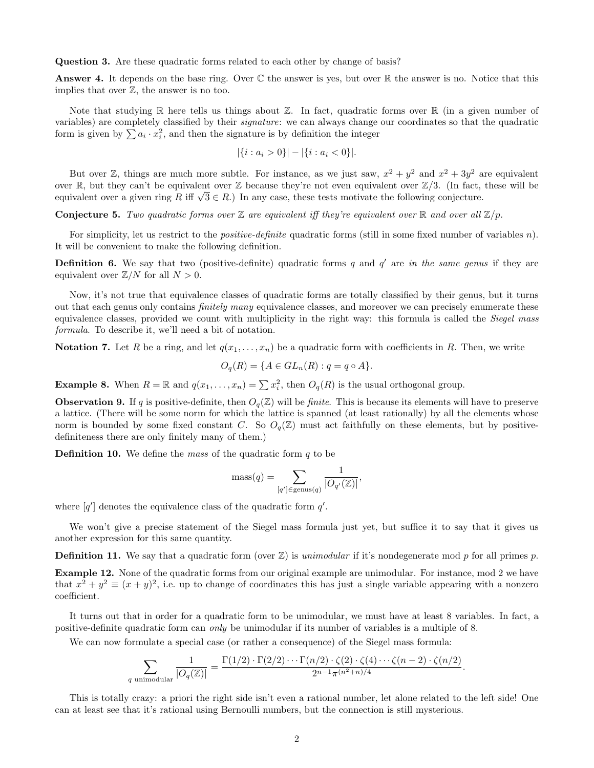**Question 3.** Are these quadratic forms related to each other by change of basis?

**Answer 4.** It depends on the base ring. Over $\mathbb{C}$ the answer is yes, but over $\mathbb{R}$ the answer is no. Notice that this implies that over $\mathbb{Z}$, the answer is no too.

Note that studying $\mathbb{R}$ here tells us things about $\mathbb{Z}$. In fact, quadratic forms over $\mathbb{R}$ (in a given number of variables) are completely classified by their *signature*: we can always change our coordinates so that the quadratic form is given by $\sum a_i \cdot x_i^2$, and then the signature is by definition the integer

$$|\{i : a_i > 0\}| - |\{i : a_i < 0\}|.$$

But over $\mathbb{Z}$, things are much more subtle. For instance, as we just saw, $x^2 + y^2$ and $x^2 + 3y^2$ are equivalent over $\mathbb{R}$, but they can't be equivalent over $\mathbb{Z}$ because they're not even equivalent over $\mathbb{Z}/3$. (In fact, these will be equivalent over a given ring $R$ iff $\sqrt{3} \in R$.) In any case, these tests motivate the following conjecture.

**Conjecture 5.** *Two quadratic forms over $\mathbb{Z}$ are equivalent iff they're equivalent over $\mathbb{R}$ and over all $\mathbb{Z}/p$.*

For simplicity, let us restrict to the *positive-definite* quadratic forms (still in some fixed number of variables $n$). It will be convenient to make the following definition.

**Definition 6.** We say that two (positive-definite) quadratic forms $q$ and $q'$ are *in the same genus* if they are equivalent over $\mathbb{Z}/N$ for all $N > 0$.

Now, it's not true that equivalence classes of quadratic forms are totally classified by their genus, but it turns out that each genus only contains *finitely many* equivalence classes, and moreover we can precisely enumerate these equivalence classes, provided we count with multiplicity in the right way: this formula is called the *Siegel mass formula*. To describe it, we'll need a bit of notation.

**Notation 7.** Let $R$ be a ring, and let $q(x_1, \ldots, x_n)$ be a quadratic form with coefficients in $R$. Then, we write

$$O_q(R) = \{A \in GL_n(R) : q = q \circ A\}.$$

**Example 8.** When $R = \mathbb{R}$ and $q(x_1, \ldots, x_n) = \sum x_i^2$, then $O_q(R)$ is the usual orthogonal group.

**Observation 9.** If $q$ is positive-definite, then $O_q(\mathbb{Z})$ will be *finite*. This is because its elements will have to preserve a lattice. (There will be some norm for which the lattice is spanned (at least rationally) by all the elements whose norm is bounded by some fixed constant $C$. So $O_q(\mathbb{Z})$ must act faithfully on these elements, but by positive-definiteness there are only finitely many of them.)

**Definition 10.** We define the *mass* of the quadratic form $q$ to be

$$\text{mass}(q) = \sum_{[q'] \in \text{genus}(q)} \frac{1}{|O_{q'}(\mathbb{Z})|},$$

where $[q']$ denotes the equivalence class of the quadratic form $q'$.

We won't give a precise statement of the Siegel mass formula just yet, but suffice it to say that it gives us another expression for this same quantity.

**Definition 11.** We say that a quadratic form (over $\mathbb{Z}$) is *unimodular* if it's nondegenerate mod $p$ for all primes $p$.

**Example 12.** None of the quadratic forms from our original example are unimodular. For instance, mod 2 we have that $x^2 + y^2 \equiv (x + y)^2$, i.e. up to change of coordinates this has just a single variable appearing with a nonzero coefficient.

It turns out that in order for a quadratic form to be unimodular, we must have at least 8 variables. In fact, a positive-definite quadratic form can *only* be unimodular if its number of variables is a multiple of 8.

We can now formulate a special case (or rather a consequence) of the Siegel mass formula:

$$\sum_{q \text{ unimodular}} \frac{1}{|O_q(\mathbb{Z})|} = \frac{\Gamma(1/2) \cdot \Gamma(2/2) \cdots \Gamma(n/2) \cdot \zeta(2) \cdot \zeta(4) \cdots \zeta(n-2) \cdot \zeta(n/2)}{2^{n-1} \pi^{(n^2+n)/4}}.$$

This is totally crazy: a priori the right side isn't even a rational number, let alone related to the left side! One can at least see that it's rational using Bernoulli numbers, but the connection is still mysterious.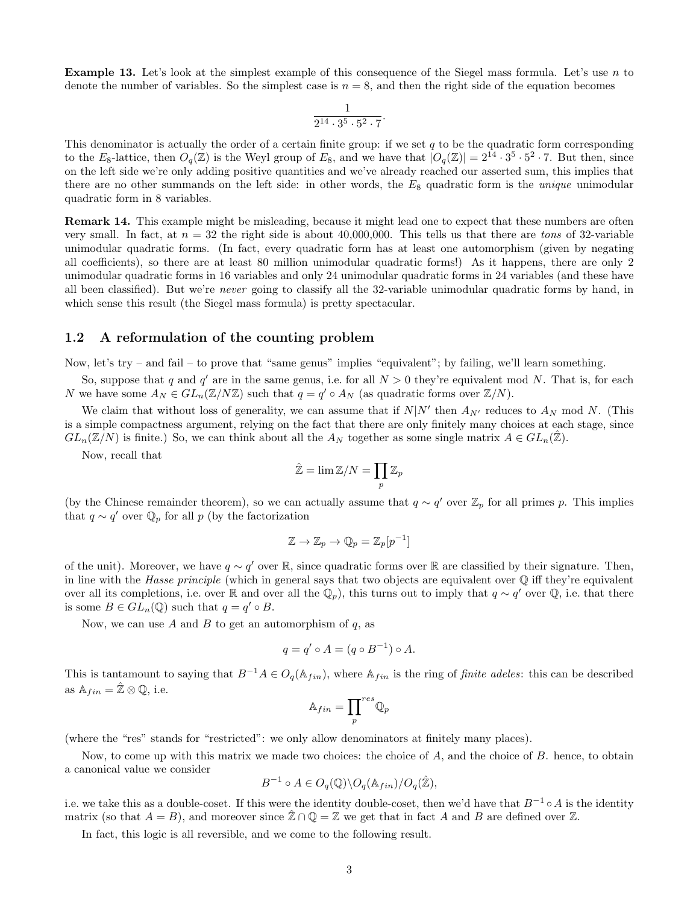**Example 13.** Let's look at the simplest example of this consequence of the Siegel mass formula. Let's use $n$ to denote the number of variables. So the simplest case is $n = 8$, and then the right side of the equation becomes

$$\frac{1}{2^{14} \cdot 3^5 \cdot 5^2 \cdot 7}.$$

This denominator is actually the order of a certain finite group: if we set $q$ to be the quadratic form corresponding to the $E_8$-lattice, then $O_q(\mathbb{Z})$ is the Weyl group of $E_8$, and we have that $|O_q(\mathbb{Z})| = 2^{14} \cdot 3^5 \cdot 5^2 \cdot 7$. But then, since on the left side we're only adding positive quantities and we've already reached our asserted sum, this implies that there are no other summands on the left side: in other words, the $E_8$ quadratic form is the *unique* unimodular quadratic form in 8 variables.

**Remark 14.** This example might be misleading, because it might lead one to expect that these numbers are often very small. In fact, at $n = 32$ the right side is about 40,000,000. This tells us that there are *tons* of 32-variable unimodular quadratic forms. (In fact, every quadratic form has at least one automorphism (given by negating all coefficients), so there are at least 80 million unimodular quadratic forms!) As it happens, there are only 2 unimodular quadratic forms in 16 variables and only 24 unimodular quadratic forms in 24 variables (and these have all been classified). But we're *never* going to classify all the 32-variable unimodular quadratic forms by hand, in which sense this result (the Siegel mass formula) is pretty spectacular.

## 1.2 A reformulation of the counting problem

Now, let's try – and fail – to prove that "same genus" implies "equivalent"; by failing, we'll learn something.

So, suppose that $q$ and $q'$ are in the same genus, i.e. for all $N > 0$ they're equivalent mod $N$. That is, for each $N$ we have some $A_N \in GL_n(\mathbb{Z}/N\mathbb{Z})$ such that $q = q' \circ A_N$ (as quadratic forms over $\mathbb{Z}/N$).

We claim that without loss of generality, we can assume that if $N|N'$ then $A_{N'}$ reduces to $A_N$ mod $N$. (This is a simple compactness argument, relying on the fact that there are only finitely many choices at each stage, since $GL_n(\mathbb{Z}/N)$ is finite.) So, we can think about all the $A_N$ together as some single matrix $A \in GL_n(\hat{\mathbb{Z}})$.

Now, recall that

$$\hat{\mathbb{Z}} = \lim \mathbb{Z}/N = \prod_p \mathbb{Z}_p$$

(by the Chinese remainder theorem), so we can actually assume that $q \sim q'$ over $\mathbb{Z}_p$ for all primes $p$. This implies that $q \sim q'$ over $\mathbb{Q}_p$ for all $p$ (by the factorization

$$\mathbb{Z} \to \mathbb{Z}_p \to \mathbb{Q}_p = \mathbb{Z}_p[p^{-1}]$$

of the unit). Moreover, we have $q \sim q'$ over $\mathbb{R}$, since quadratic forms over $\mathbb{R}$ are classified by their signature. Then, in line with the *Hasse principle* (which in general says that two objects are equivalent over $\mathbb{Q}$ iff they're equivalent over all its completions, i.e. over $\mathbb{R}$ and over all the $\mathbb{Q}_p$), this turns out to imply that $q \sim q'$ over $\mathbb{Q}$, i.e. that there is some $B \in GL_n(\mathbb{Q})$ such that $q = q' \circ B$.

Now, we can use $A$ and $B$ to get an automorphism of $q$, as

$$q = q' \circ A = (q \circ B^{-1}) \circ A.$$

This is tantamount to saying that $B^{-1}A \in O_q(\mathbb{A}_{fin})$, where $\mathbb{A}_{fin}$ is the ring of *finite adeles*: this can be described as $\mathbb{A}_{fin} = \hat{\mathbb{Z}} \otimes \mathbb{Q}$, i.e.

$$\mathbb{A}_{fin} = \prod_p^{res} \mathbb{Q}_p$$

(where the "res" stands for "restricted": we only allow denominators at finitely many places).

Now, to come up with this matrix we made two choices: the choice of $A$, and the choice of $B$. hence, to obtain a canonical value we consider

$$B^{-1} \circ A \in O_q(\mathbb{Q}) \backslash O_q(\mathbb{A}_{fin}) / O_q(\hat{\mathbb{Z}}),$$

i.e. we take this as a double-coset. If this were the identity double-coset, then we'd have that $B^{-1} \circ A$ is the identity matrix (so that $A = B$), and moreover since $\hat{\mathbb{Z}} \cap \mathbb{Q} = \mathbb{Z}$ we get that in fact $A$ and $B$ are defined over $\mathbb{Z}$.

In fact, this logic is all reversible, and we come to the following result.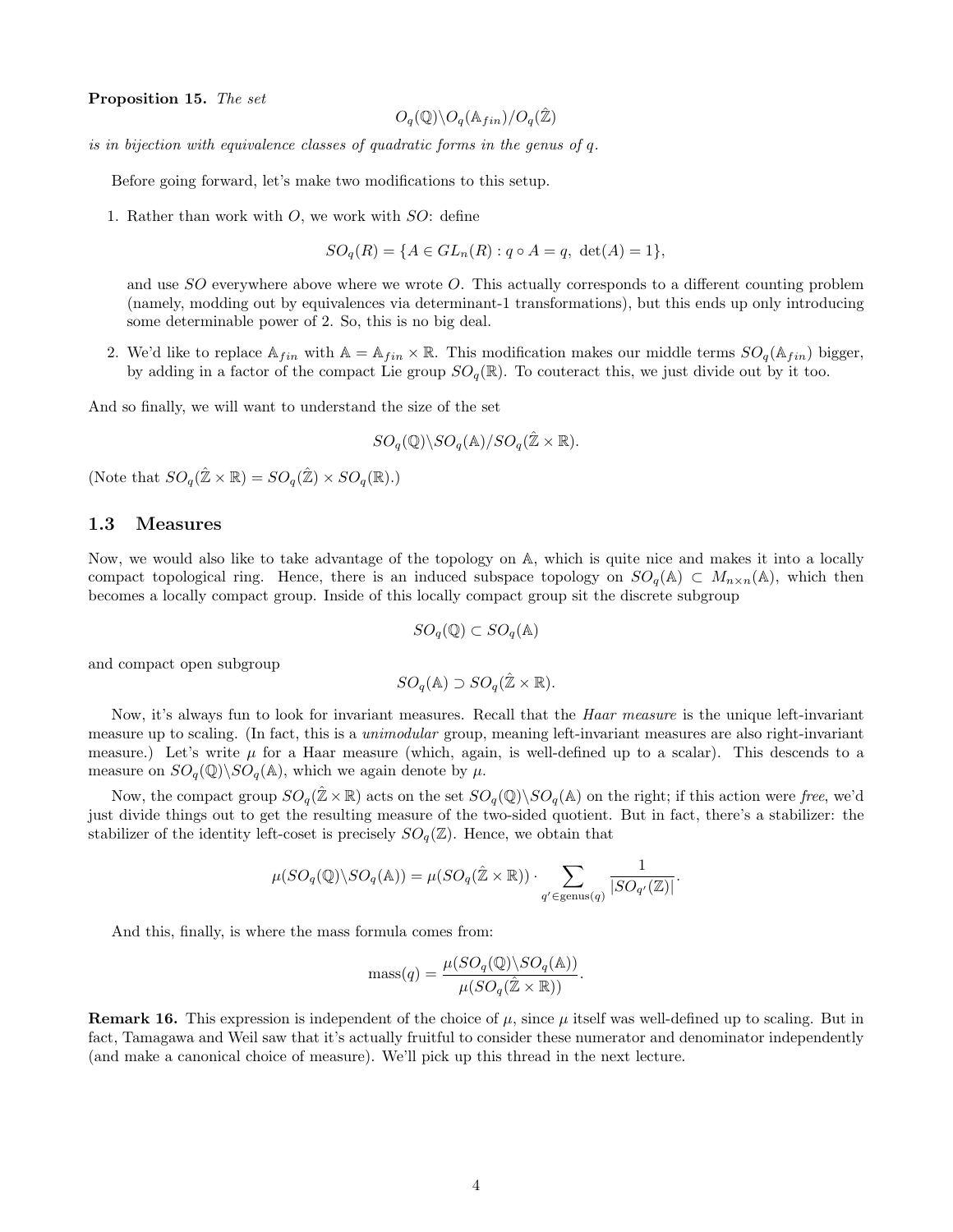**Proposition 15.** *The set*

$$O_q(\mathbb{Q})\backslash O_q(\mathbb{A}_{fin})/O_q(\hat{\mathbb{Z}})$$

*is in bijection with equivalence classes of quadratic forms in the genus of $q$.*

Before going forward, let's make two modifications to this setup.

1. Rather than work with $O$, we work with $SO$: define

$$SO_q(R) = \{A \in GL_n(R) : q \circ A = q,\ \det(A) = 1\},$$

and use $SO$ everywhere above where we wrote $O$. This actually corresponds to a different counting problem (namely, modding out by equivalences via determinant-1 transformations), but this ends up only introducing some determinable power of 2. So, this is no big deal.

2. We'd like to replace $\mathbb{A}_{fin}$ with $\mathbb{A} = \mathbb{A}_{fin} \times \mathbb{R}$. This modification makes our middle terms $SO_q(\mathbb{A}_{fin})$ bigger, by adding in a factor of the compact Lie group $SO_q(\mathbb{R})$. To couteract this, we just divide out by it too.

And so finally, we will want to understand the size of the set

$$SO_q(\mathbb{Q})\backslash SO_q(\mathbb{A})/SO_q(\hat{\mathbb{Z}} \times \mathbb{R}).$$

(Note that $SO_q(\hat{\mathbb{Z}} \times \mathbb{R}) = SO_q(\hat{\mathbb{Z}}) \times SO_q(\mathbb{R})$.)

## 1.3 Measures

Now, we would also like to take advantage of the topology on $\mathbb{A}$, which is quite nice and makes it into a locally compact topological ring. Hence, there is an induced subspace topology on $SO_q(\mathbb{A}) \subset M_{n\times n}(\mathbb{A})$, which then becomes a locally compact group. Inside of this locally compact group sit the discrete subgroup

$$SO_q(\mathbb{Q}) \subset SO_q(\mathbb{A})$$

and compact open subgroup

$$SO_q(\mathbb{A}) \supset SO_q(\hat{\mathbb{Z}} \times \mathbb{R}).$$

Now, it's always fun to look for invariant measures. Recall that the *Haar measure* is the unique left-invariant measure up to scaling. (In fact, this is a *unimodular* group, meaning left-invariant measures are also right-invariant measure.) Let's write $\mu$ for a Haar measure (which, again, is well-defined up to a scalar). This descends to a measure on $SO_q(\mathbb{Q})\backslash SO_q(\mathbb{A})$, which we again denote by $\mu$.

Now, the compact group $SO_q(\hat{\mathbb{Z}} \times \mathbb{R})$ acts on the set $SO_q(\mathbb{Q})\backslash SO_q(\mathbb{A})$ on the right; if this action were *free*, we'd just divide things out to get the resulting measure of the two-sided quotient. But in fact, there's a stabilizer: the stabilizer of the identity left-coset is precisely $SO_q(\mathbb{Z})$. Hence, we obtain that

$$\mu(SO_q(\mathbb{Q})\backslash SO_q(\mathbb{A})) = \mu(SO_q(\hat{\mathbb{Z}} \times \mathbb{R})) \cdot \sum_{q' \in \text{genus}(q)} \frac{1}{|SO_{q'}(\mathbb{Z})|}.$$

And this, finally, is where the mass formula comes from:

$$\text{mass}(q) = \frac{\mu(SO_q(\mathbb{Q})\backslash SO_q(\mathbb{A}))}{\mu(SO_q(\hat{\mathbb{Z}} \times \mathbb{R}))}.$$

**Remark 16.** This expression is independent of the choice of $\mu$, since $\mu$ itself was well-defined up to scaling. But in fact, Tamagawa and Weil saw that it's actually fruitful to consider these numerator and denominator independently (and make a canonical choice of measure). We'll pick up this thread in the next lecture.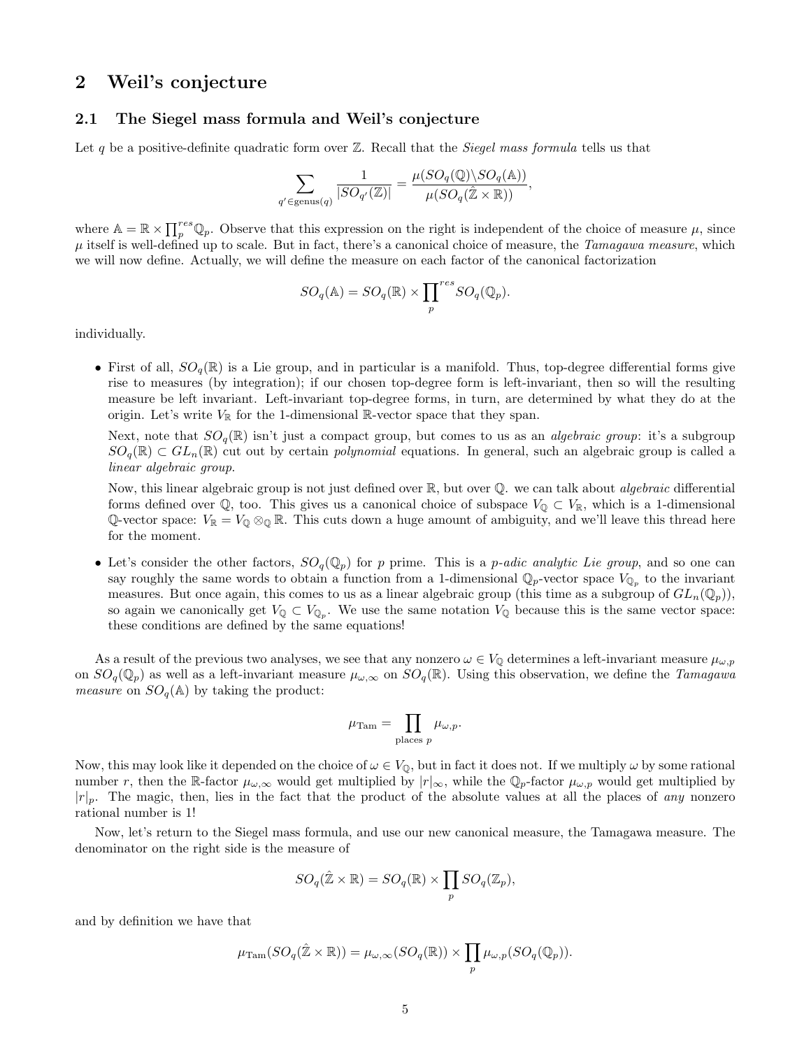## 2 Weil's conjecture

### 2.1 The Siegel mass formula and Weil's conjecture

Let $q$ be a positive-definite quadratic form over $\mathbb{Z}$. Recall that the *Siegel mass formula* tells us that

$$\sum_{q' \in \text{genus}(q)} \frac{1}{|SO_{q'}(\mathbb{Z})|} = \frac{\mu(SO_q(\mathbb{Q})\backslash SO_q(\mathbb{A}))}{\mu(SO_q(\hat{\mathbb{Z}} \times \mathbb{R}))},$$

where $\mathbb{A} = \mathbb{R} \times \prod_p^{res} \mathbb{Q}_p$. Observe that this expression on the right is independent of the choice of measure $\mu$, since $\mu$ itself is well-defined up to scale. But in fact, there's a canonical choice of measure, the *Tamagawa measure*, which we will now define. Actually, we will define the measure on each factor of the canonical factorization

$$SO_q(\mathbb{A}) = SO_q(\mathbb{R}) \times \prod_p^{res} SO_q(\mathbb{Q}_p).$$

individually.

- First of all, $SO_q(\mathbb{R})$ is a Lie group, and in particular is a manifold. Thus, top-degree differential forms give rise to measures (by integration); if our chosen top-degree form is left-invariant, then so will the resulting measure be left invariant. Left-invariant top-degree forms, in turn, are determined by what they do at the origin. Let's write $V_{\mathbb{R}}$ for the 1-dimensional $\mathbb{R}$-vector space that they span.

  Next, note that $SO_q(\mathbb{R})$ isn't just a compact group, but comes to us as an *algebraic group*: it's a subgroup $SO_q(\mathbb{R}) \subset GL_n(\mathbb{R})$ cut out by certain *polynomial* equations. In general, such an algebraic group is called a *linear algebraic group*.

  Now, this linear algebraic group is not just defined over $\mathbb{R}$, but over $\mathbb{Q}$. we can talk about *algebraic* differential forms defined over $\mathbb{Q}$, too. This gives us a canonical choice of subspace $V_{\mathbb{Q}} \subset V_{\mathbb{R}}$, which is a 1-dimensional $\mathbb{Q}$-vector space: $V_{\mathbb{R}} = V_{\mathbb{Q}} \otimes_{\mathbb{Q}} \mathbb{R}$. This cuts down a huge amount of ambiguity, and we'll leave this thread here for the moment.

- Let's consider the other factors, $SO_q(\mathbb{Q}_p)$ for $p$ prime. This is a *p-adic analytic Lie group*, and so one can say roughly the same words to obtain a function from a 1-dimensional $\mathbb{Q}_p$-vector space $V_{\mathbb{Q}_p}$ to the invariant measures. But once again, this comes to us as a linear algebraic group (this time as a subgroup of $GL_n(\mathbb{Q}_p)$), so again we canonically get $V_{\mathbb{Q}} \subset V_{\mathbb{Q}_p}$. We use the same notation $V_{\mathbb{Q}}$ because this is the same vector space: these conditions are defined by the same equations!

As a result of the previous two analyses, we see that any nonzero $\omega \in V_{\mathbb{Q}}$ determines a left-invariant measure $\mu_{\omega,p}$ on $SO_q(\mathbb{Q}_p)$ as well as a left-invariant measure $\mu_{\omega,\infty}$ on $SO_q(\mathbb{R})$. Using this observation, we define the *Tamagawa measure* on $SO_q(\mathbb{A})$ by taking the product:

$$\mu_{\text{Tam}} = \prod_{\text{places } p} \mu_{\omega,p}.$$

Now, this may look like it depended on the choice of $\omega \in V_{\mathbb{Q}}$, but in fact it does not. If we multiply $\omega$ by some rational number $r$, then the $\mathbb{R}$-factor $\mu_{\omega,\infty}$ would get multiplied by $|r|_\infty$, while the $\mathbb{Q}_p$-factor $\mu_{\omega,p}$ would get multiplied by $|r|_p$. The magic, then, lies in the fact that the product of the absolute values at all the places of *any* nonzero rational number is 1!

Now, let's return to the Siegel mass formula, and use our new canonical measure, the Tamagawa measure. The denominator on the right side is the measure of

$$SO_q(\hat{\mathbb{Z}} \times \mathbb{R}) = SO_q(\mathbb{R}) \times \prod_p SO_q(\mathbb{Z}_p),$$

and by definition we have that

$$\mu_{\text{Tam}}(SO_q(\hat{\mathbb{Z}} \times \mathbb{R})) = \mu_{\omega,\infty}(SO_q(\mathbb{R})) \times \prod_p \mu_{\omega,p}(SO_q(\mathbb{Q}_p)).$$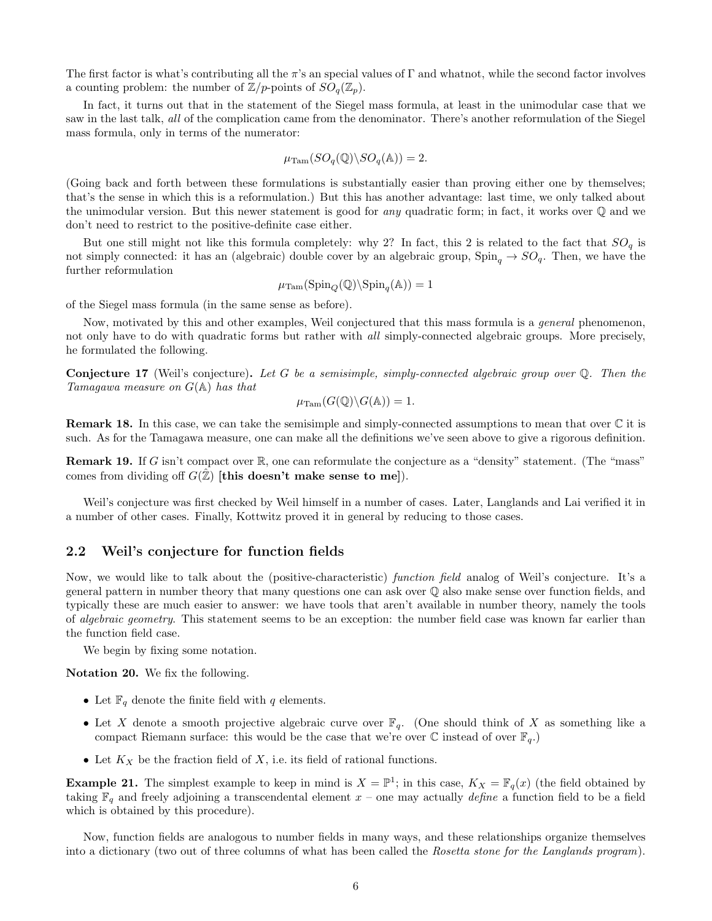The first factor is what's contributing all the $\pi$'s an special values of $\Gamma$ and whatnot, while the second factor involves a counting problem: the number of $\mathbb{Z}/p$-points of $SO_q(\mathbb{Z}_p)$.

In fact, it turns out that in the statement of the Siegel mass formula, at least in the unimodular case that we saw in the last talk, *all* of the complication came from the denominator. There's another reformulation of the Siegel mass formula, only in terms of the numerator:

$$\mu_{\mathrm{Tam}}(SO_q(\mathbb{Q})\backslash SO_q(\mathbb{A})) = 2.$$

(Going back and forth between these formulations is substantially easier than proving either one by themselves; that's the sense in which this is a reformulation.) But this has another advantage: last time, we only talked about the unimodular version. But this newer statement is good for *any* quadratic form; in fact, it works over $\mathbb{Q}$ and we don't need to restrict to the positive-definite case either.

But one still might not like this formula completely: why 2? In fact, this 2 is related to the fact that $SO_q$ is not simply connected: it has an (algebraic) double cover by an algebraic group, $\mathrm{Spin}_q \to SO_q$. Then, we have the further reformulation

$$\mu_{\mathrm{Tam}}(\mathrm{Spin}_Q(\mathbb{Q})\backslash \mathrm{Spin}_q(\mathbb{A})) = 1$$

of the Siegel mass formula (in the same sense as before).

Now, motivated by this and other examples, Weil conjectured that this mass formula is a *general* phenomenon, not only have to do with quadratic forms but rather with *all* simply-connected algebraic groups. More precisely, he formulated the following.

**Conjecture 17** (Weil's conjecture)**.** *Let $G$ be a semisimple, simply-connected algebraic group over $\mathbb{Q}$. Then the Tamagawa measure on $G(\mathbb{A})$ has that*

$$\mu_{\mathrm{Tam}}(G(\mathbb{Q})\backslash G(\mathbb{A})) = 1.$$

**Remark 18.** In this case, we can take the semisimple and simply-connected assumptions to mean that over $\mathbb{C}$ it is such. As for the Tamagawa measure, one can make all the definitions we've seen above to give a rigorous definition.

**Remark 19.** If $G$ isn't compact over $\mathbb{R}$, one can reformulate the conjecture as a "density" statement. (The "mass" comes from dividing off $G(\hat{\mathbb{Z}})$ **[this doesn't make sense to me]**).

Weil's conjecture was first checked by Weil himself in a number of cases. Later, Langlands and Lai verified it in a number of other cases. Finally, Kottwitz proved it in general by reducing to those cases.

## 2.2 Weil's conjecture for function fields

Now, we would like to talk about the (positive-characteristic) *function field* analog of Weil's conjecture. It's a general pattern in number theory that many questions one can ask over $\mathbb{Q}$ also make sense over function fields, and typically these are much easier to answer: we have tools that aren't available in number theory, namely the tools of *algebraic geometry*. This statement seems to be an exception: the number field case was known far earlier than the function field case.

We begin by fixing some notation.

**Notation 20.** We fix the following.

- Let $\mathbb{F}_q$ denote the finite field with $q$ elements.
- Let $X$ denote a smooth projective algebraic curve over $\mathbb{F}_q$. (One should think of $X$ as something like a compact Riemann surface: this would be the case that we're over $\mathbb{C}$ instead of over $\mathbb{F}_q$.)
- Let $K_X$ be the fraction field of $X$, i.e. its field of rational functions.

**Example 21.** The simplest example to keep in mind is $X = \mathbb{P}^1$; in this case, $K_X = \mathbb{F}_q(x)$ (the field obtained by taking $\mathbb{F}_q$ and freely adjoining a transcendental element $x$ – one may actually *define* a function field to be a field which is obtained by this procedure).

Now, function fields are analogous to number fields in many ways, and these relationships organize themselves into a dictionary (two out of three columns of what has been called the *Rosetta stone for the Langlands program*).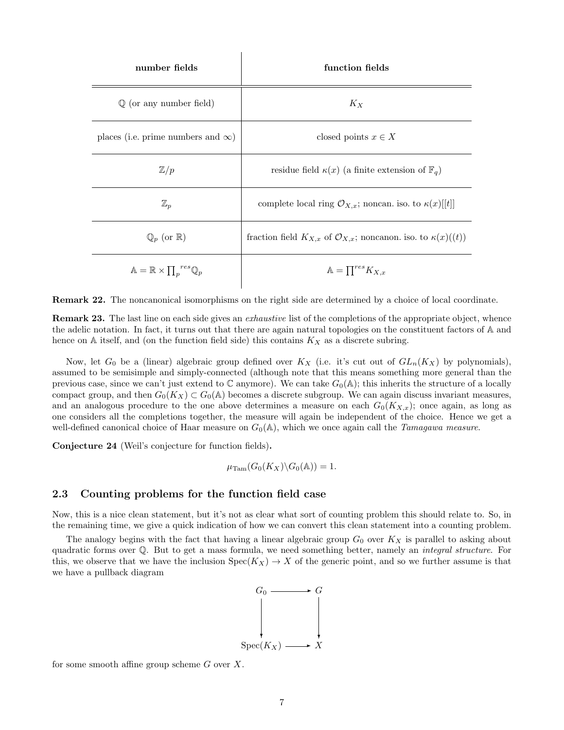| **number fields** | **function fields** |
| --- | --- |
| $\mathbb{Q}$ (or any number field) | $K_X$ |
| places (i.e. prime numbers and $\infty$) | closed points $x \in X$ |
| $\mathbb{Z}/p$ | residue field $\kappa(x)$ (a finite extension of $\mathbb{F}_q$) |
| $\mathbb{Z}_p$ | complete local ring $\mathcal{O}_{X,x}$; noncan. iso. to $\kappa(x)[[t]]$ |
| $\mathbb{Q}_p$ (or $\mathbb{R}$) | fraction field $K_{X,x}$ of $\mathcal{O}_{X,x}$; noncanon. iso. to $\kappa(x)((t))$ |
| $\mathbb{A} = \mathbb{R} \times \prod_p^{res} \mathbb{Q}_p$ | $\mathbb{A} = \prod^{res} K_{X,x}$ |

**Remark 22.** The noncanonical isomorphisms on the right side are determined by a choice of local coordinate.

**Remark 23.** The last line on each side gives an *exhaustive* list of the completions of the appropriate object, whence the adelic notation. In fact, it turns out that there are again natural topologies on the constituent factors of $\mathbb{A}$ and hence on $\mathbb{A}$ itself, and (on the function field side) this contains $K_X$ as a discrete subring.

Now, let $G_0$ be a (linear) algebraic group defined over $K_X$ (i.e. it's cut out of $GL_n(K_X)$ by polynomials), assumed to be semisimple and simply-connected (although note that this means something more general than the previous case, since we can't just extend to $\mathbb{C}$ anymore). We can take $G_0(\mathbb{A})$; this inherits the structure of a locally compact group, and then $G_0(K_X) \subset G_0(\mathbb{A})$ becomes a discrete subgroup. We can again discuss invariant measures, and an analogous procedure to the one above determines a measure on each $G_0(K_{X,x})$; once again, as long as one considers all the completions together, the measure will again be independent of the choice. Hence we get a well-defined canonical choice of Haar measure on $G_0(\mathbb{A})$, which we once again call the *Tamagawa measure*.

**Conjecture 24** (Weil's conjecture for function fields)**.**

$$\mu_{\mathrm{Tam}}(G_0(K_X) \backslash G_0(\mathbb{A})) = 1.$$

## 2.3 Counting problems for the function field case

Now, this is a nice clean statement, but it's not as clear what sort of counting problem this should relate to. So, in the remaining time, we give a quick indication of how we can convert this clean statement into a counting problem.

The analogy begins with the fact that having a linear algebraic group $G_0$ over $K_X$ is parallel to asking about quadratic forms over $\mathbb{Q}$. But to get a mass formula, we need something better, namely an *integral structure*. For this, we observe that we have the inclusion $\mathrm{Spec}(K_X) \to X$ of the generic point, and so we further assume is that we have a pullback diagram

$$\begin{array}{ccc} G_0 & \longrightarrow & G \\ \downarrow & & \downarrow \\ \mathrm{Spec}(K_X) & \longrightarrow & X \end{array}$$

for some smooth affine group scheme $G$ over $X$.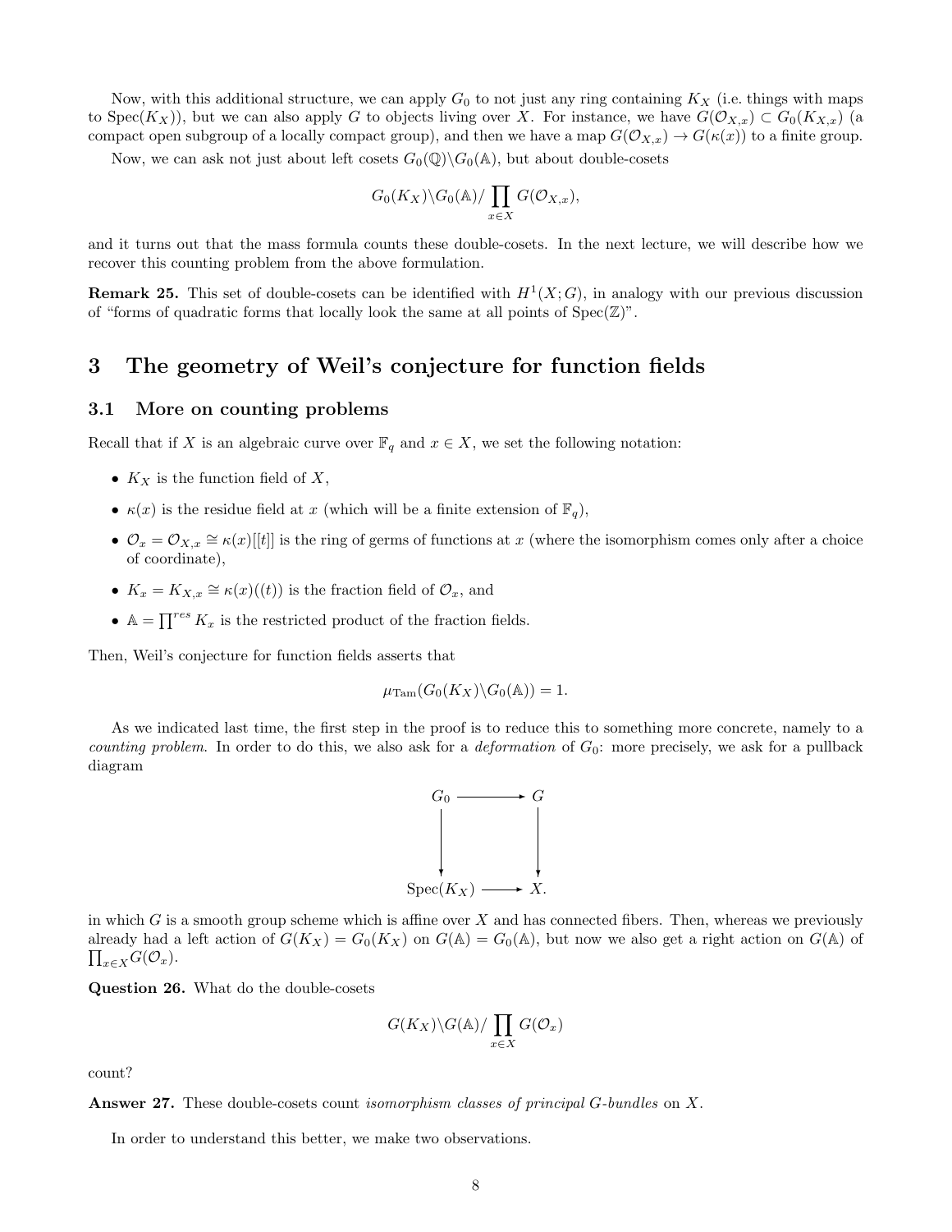Now, with this additional structure, we can apply $G_0$ to not just any ring containing $K_X$ (i.e. things with maps to $\mathrm{Spec}(K_X)$), but we can also apply $G$ to objects living over $X$. For instance, we have $G(\mathcal{O}_{X,x}) \subset G_0(K_{X,x})$ (a compact open subgroup of a locally compact group), and then we have a map $G(\mathcal{O}_{X,x}) \to G(\kappa(x))$ to a finite group.

Now, we can ask not just about left cosets $G_0(\mathbb{Q})\backslash G_0(\mathbb{A})$, but about double-cosets

$$G_0(K_X)\backslash G_0(\mathbb{A})/\prod_{x\in X} G(\mathcal{O}_{X,x}),$$

and it turns out that the mass formula counts these double-cosets. In the next lecture, we will describe how we recover this counting problem from the above formulation.

**Remark 25.** This set of double-cosets can be identified with $H^1(X;G)$, in analogy with our previous discussion of "forms of quadratic forms that locally look the same at all points of $\mathrm{Spec}(\mathbb{Z})$".

# 3 The geometry of Weil's conjecture for function fields

## 3.1 More on counting problems

Recall that if $X$ is an algebraic curve over $\mathbb{F}_q$ and $x \in X$, we set the following notation:

- $K_X$ is the function field of $X$,
- $\kappa(x)$ is the residue field at $x$ (which will be a finite extension of $\mathbb{F}_q$),
- $\mathcal{O}_x = \mathcal{O}_{X,x} \cong \kappa(x)[[t]]$ is the ring of germs of functions at $x$ (where the isomorphism comes only after a choice of coordinate),
- $K_x = K_{X,x} \cong \kappa(x)((t))$ is the fraction field of $\mathcal{O}_x$, and
- $\mathbb{A} = \prod^{res} K_x$ is the restricted product of the fraction fields.

Then, Weil's conjecture for function fields asserts that

$$\mu_{\mathrm{Tam}}(G_0(K_X)\backslash G_0(\mathbb{A})) = 1.$$

As we indicated last time, the first step in the proof is to reduce this to something more concrete, namely to a *counting problem*. In order to do this, we also ask for a *deformation* of $G_0$: more precisely, we ask for a pullback diagram

$$\begin{array}{ccc} G_0 & \longrightarrow & G \\ \downarrow & & \downarrow \\ \mathrm{Spec}(K_X) & \longrightarrow & X. \end{array}$$

in which $G$ is a smooth group scheme which is affine over $X$ and has connected fibers. Then, whereas we previously already had a left action of $G(K_X) = G_0(K_X)$ on $G(\mathbb{A}) = G_0(\mathbb{A})$, but now we also get a right action on $G(\mathbb{A})$ of $\prod_{x\in X} G(\mathcal{O}_x)$.

**Question 26.** What do the double-cosets

$$G(K_X)\backslash G(\mathbb{A})/\prod_{x\in X} G(\mathcal{O}_x)$$

count?

**Answer 27.** These double-cosets count *isomorphism classes of principal $G$-bundles* on $X$.

In order to understand this better, we make two observations.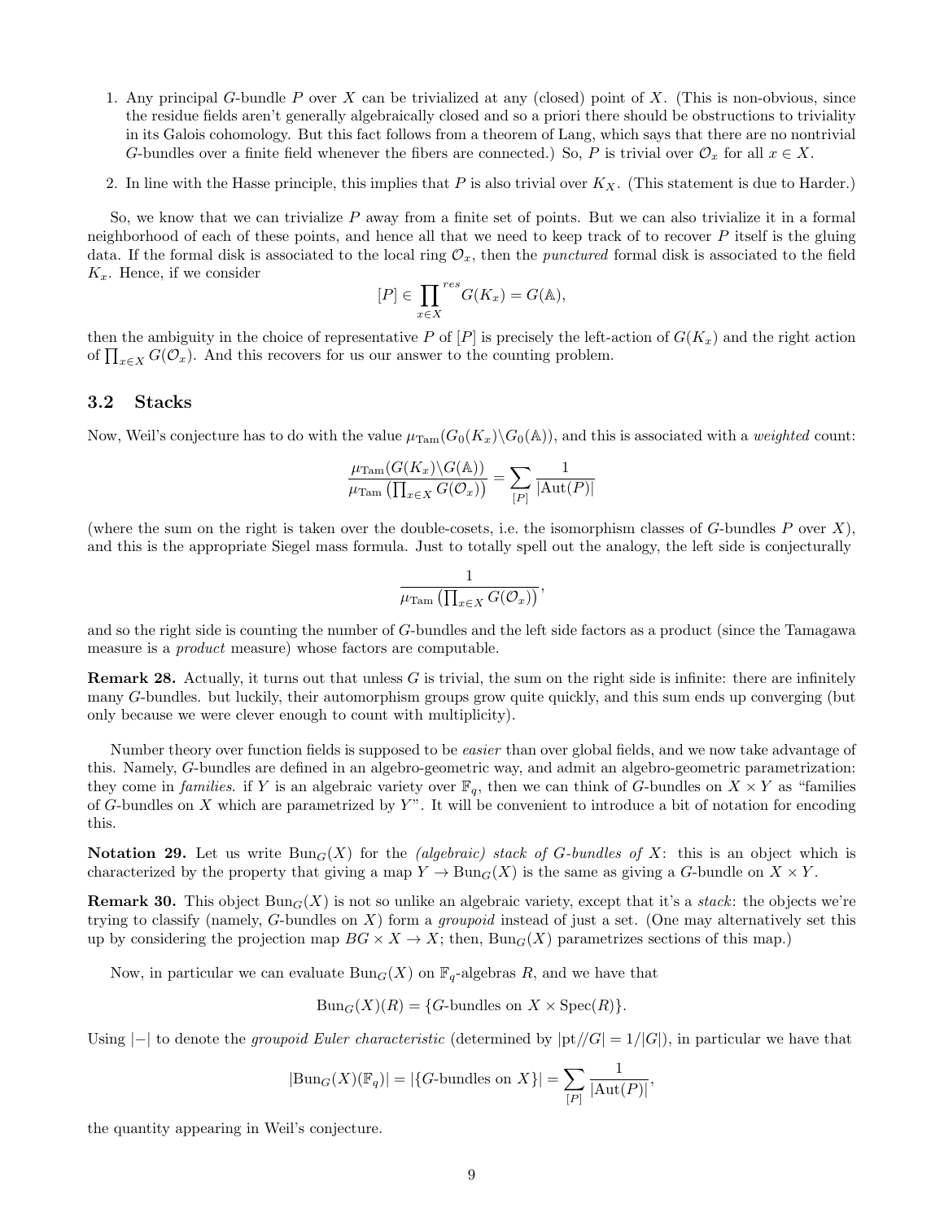1. Any principal $G$-bundle $P$ over $X$ can be trivialized at any (closed) point of $X$. (This is non-obvious, since the residue fields aren't generally algebraically closed and so a priori there should be obstructions to triviality in its Galois cohomology. But this fact follows from a theorem of Lang, which says that there are no nontrivial $G$-bundles over a finite field whenever the fibers are connected.) So, $P$ is trivial over $\mathcal{O}_x$ for all $x \in X$.

2. In line with the Hasse principle, this implies that $P$ is also trivial over $K_X$. (This statement is due to Harder.)

So, we know that we can trivialize $P$ away from a finite set of points. But we can also trivialize it in a formal neighborhood of each of these points, and hence all that we need to keep track of to recover $P$ itself is the gluing data. If the formal disk is associated to the local ring $\mathcal{O}_x$, then the *punctured* formal disk is associated to the field $K_x$. Hence, if we consider

$$[P] \in \prod_{x \in X}^{res} G(K_x) = G(\mathbb{A}),$$

then the ambiguity in the choice of representative $P$ of $[P]$ is precisely the left-action of $G(K_x)$ and the right action of $\prod_{x \in X} G(\mathcal{O}_x)$. And this recovers for us our answer to the counting problem.

### 3.2 Stacks

Now, Weil's conjecture has to do with the value $\mu_{\text{Tam}}(G_0(K_x) \backslash G_0(\mathbb{A}))$, and this is associated with a *weighted* count:

$$\frac{\mu_{\text{Tam}}(G(K_x) \backslash G(\mathbb{A}))}{\mu_{\text{Tam}}\left(\prod_{x \in X} G(\mathcal{O}_x)\right)} = \sum_{[P]} \frac{1}{|\text{Aut}(P)|}$$

(where the sum on the right is taken over the double-cosets, i.e. the isomorphism classes of $G$-bundles $P$ over $X$), and this is the appropriate Siegel mass formula. Just to totally spell out the analogy, the left side is conjecturally

$$\frac{1}{\mu_{\text{Tam}}\left(\prod_{x \in X} G(\mathcal{O}_x)\right)},$$

and so the right side is counting the number of $G$-bundles and the left side factors as a product (since the Tamagawa measure is a *product* measure) whose factors are computable.

**Remark 28.** Actually, it turns out that unless $G$ is trivial, the sum on the right side is infinite: there are infinitely many $G$-bundles. but luckily, their automorphism groups grow quite quickly, and this sum ends up converging (but only because we were clever enough to count with multiplicity).

Number theory over function fields is supposed to be *easier* than over global fields, and we now take advantage of this. Namely, $G$-bundles are defined in an algebro-geometric way, and admit an algebro-geometric parametrization: they come in *families*. if $Y$ is an algebraic variety over $\mathbb{F}_q$, then we can think of $G$-bundles on $X \times Y$ as "families of $G$-bundles on $X$ which are parametrized by $Y$". It will be convenient to introduce a bit of notation for encoding this.

**Notation 29.** Let us write $\text{Bun}_G(X)$ for the *(algebraic) stack of $G$-bundles of $X$*: this is an object which is characterized by the property that giving a map $Y \to \text{Bun}_G(X)$ is the same as giving a $G$-bundle on $X \times Y$.

**Remark 30.** This object $\text{Bun}_G(X)$ is not so unlike an algebraic variety, except that it's a *stack*: the objects we're trying to classify (namely, $G$-bundles on $X$) form a *groupoid* instead of just a set. (One may alternatively set this up by considering the projection map $BG \times X \to X$; then, $\text{Bun}_G(X)$ parametrizes sections of this map.)

Now, in particular we can evaluate $\text{Bun}_G(X)$ on $\mathbb{F}_q$-algebras $R$, and we have that

$$\text{Bun}_G(X)(R) = \{G\text{-bundles on } X \times \text{Spec}(R)\}.$$

Using $|-|$ to denote the *groupoid Euler characteristic* (determined by $|\text{pt}/\!/G| = 1/|G|$), in particular we have that

$$|\text{Bun}_G(X)(\mathbb{F}_q)| = |\{G\text{-bundles on } X\}| = \sum_{[P]} \frac{1}{|\text{Aut}(P)|},$$

the quantity appearing in Weil's conjecture.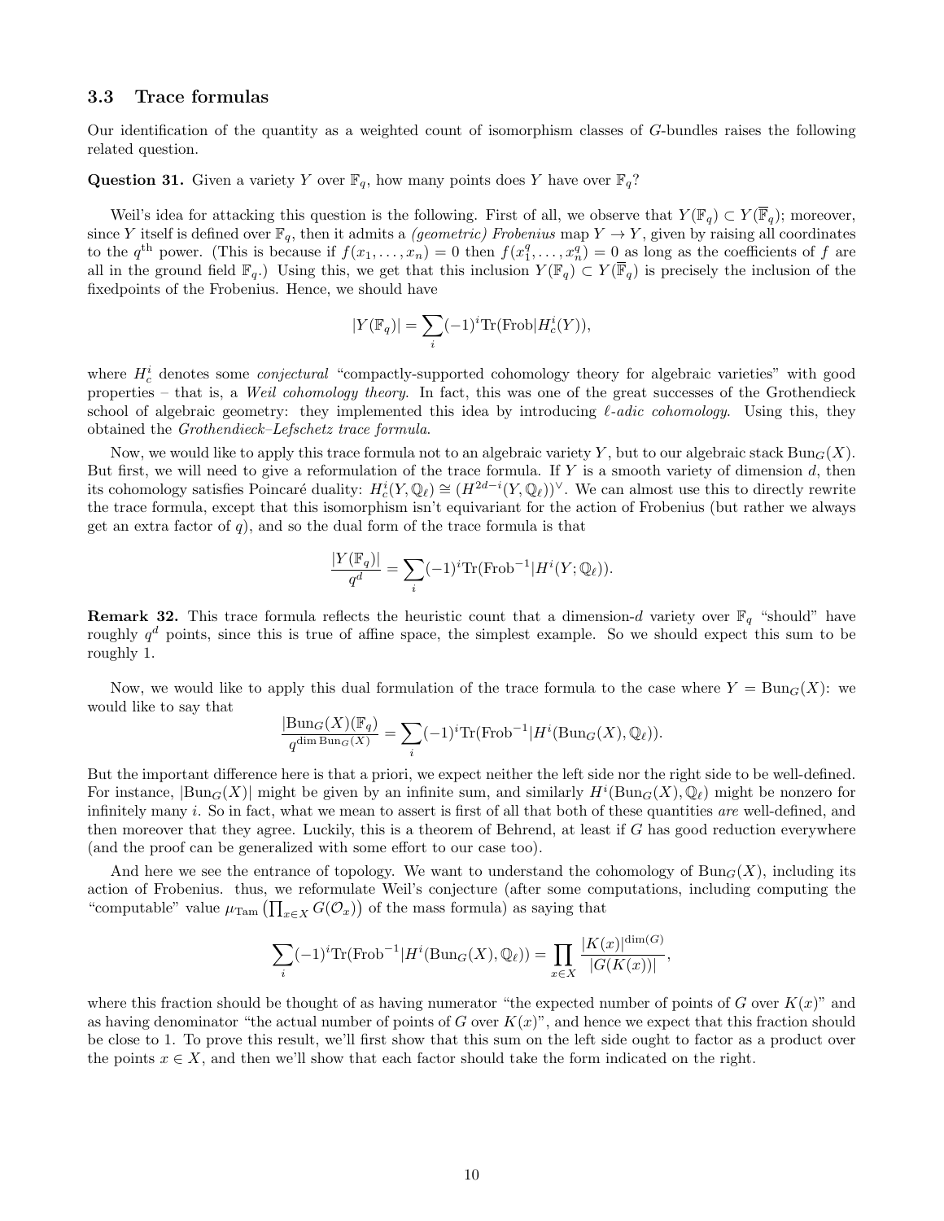### 3.3 Trace formulas

Our identification of the quantity as a weighted count of isomorphism classes of $G$-bundles raises the following related question.

**Question 31.** Given a variety $Y$ over $\mathbb{F}_q$, how many points does $Y$ have over $\mathbb{F}_q$?

Weil's idea for attacking this question is the following. First of all, we observe that $Y(\mathbb{F}_q) \subset Y(\overline{\mathbb{F}}_q)$; moreover, since $Y$ itself is defined over $\mathbb{F}_q$, then it admits a *(geometric) Frobenius* map $Y \to Y$, given by raising all coordinates to the $q^{\text{th}}$ power. (This is because if $f(x_1, \ldots, x_n) = 0$ then $f(x_1^q, \ldots, x_n^q) = 0$ as long as the coefficients of $f$ are all in the ground field $\mathbb{F}_q$.) Using this, we get that this inclusion $Y(\mathbb{F}_q) \subset Y(\overline{\mathbb{F}}_q)$ is precisely the inclusion of the fixedpoints of the Frobenius. Hence, we should have

$$|Y(\mathbb{F}_q)| = \sum_i (-1)^i \mathrm{Tr}(\mathrm{Frob}|H_c^i(Y)),$$

where $H_c^i$ denotes some *conjectural* "compactly-supported cohomology theory for algebraic varieties" with good properties – that is, a *Weil cohomology theory*. In fact, this was one of the great successes of the Grothendieck school of algebraic geometry: they implemented this idea by introducing *$\ell$-adic cohomology*. Using this, they obtained the *Grothendieck–Lefschetz trace formula*.

Now, we would like to apply this trace formula not to an algebraic variety $Y$, but to our algebraic stack $\mathrm{Bun}_G(X)$. But first, we will need to give a reformulation of the trace formula. If $Y$ is a smooth variety of dimension $d$, then its cohomology satisfies Poincaré duality: $H_c^i(Y, \mathbb{Q}_\ell) \cong (H^{2d-i}(Y, \mathbb{Q}_\ell))^\vee$. We can almost use this to directly rewrite the trace formula, except that this isomorphism isn't equivariant for the action of Frobenius (but rather we always get an extra factor of $q$), and so the dual form of the trace formula is that

$$\frac{|Y(\mathbb{F}_q)|}{q^d} = \sum_i (-1)^i \mathrm{Tr}(\mathrm{Frob}^{-1}|H^i(Y; \mathbb{Q}_\ell)).$$

**Remark 32.** This trace formula reflects the heuristic count that a dimension-$d$ variety over $\mathbb{F}_q$ "should" have roughly $q^d$ points, since this is true of affine space, the simplest example. So we should expect this sum to be roughly 1.

Now, we would like to apply this dual formulation of the trace formula to the case where $Y = \mathrm{Bun}_G(X)$: we would like to say that

$$\frac{|\mathrm{Bun}_G(X)(\mathbb{F}_q)}{q^{\dim \mathrm{Bun}_G(X)}} = \sum_i (-1)^i \mathrm{Tr}(\mathrm{Frob}^{-1}|H^i(\mathrm{Bun}_G(X), \mathbb{Q}_\ell)).$$

But the important difference here is that a priori, we expect neither the left side nor the right side to be well-defined. For instance, $|\mathrm{Bun}_G(X)|$ might be given by an infinite sum, and similarly $H^i(\mathrm{Bun}_G(X), \mathbb{Q}_\ell)$ might be nonzero for infinitely many $i$. So in fact, what we mean to assert is first of all that both of these quantities *are* well-defined, and then moreover that they agree. Luckily, this is a theorem of Behrend, at least if $G$ has good reduction everywhere (and the proof can be generalized with some effort to our case too).

And here we see the entrance of topology. We want to understand the cohomology of $\mathrm{Bun}_G(X)$, including its action of Frobenius. thus, we reformulate Weil's conjecture (after some computations, including computing the "computable" value $\mu_{\mathrm{Tam}}\left(\prod_{x \in X} G(\mathcal{O}_x)\right)$ of the mass formula) as saying that

$$\sum_i (-1)^i \mathrm{Tr}(\mathrm{Frob}^{-1}|H^i(\mathrm{Bun}_G(X), \mathbb{Q}_\ell)) = \prod_{x \in X} \frac{|K(x)|^{\dim(G)}}{|G(K(x))|},$$

where this fraction should be thought of as having numerator "the expected number of points of $G$ over $K(x)$" and as having denominator "the actual number of points of $G$ over $K(x)$", and hence we expect that this fraction should be close to 1. To prove this result, we'll first show that this sum on the left side ought to factor as a product over the points $x \in X$, and then we'll show that each factor should take the form indicated on the right.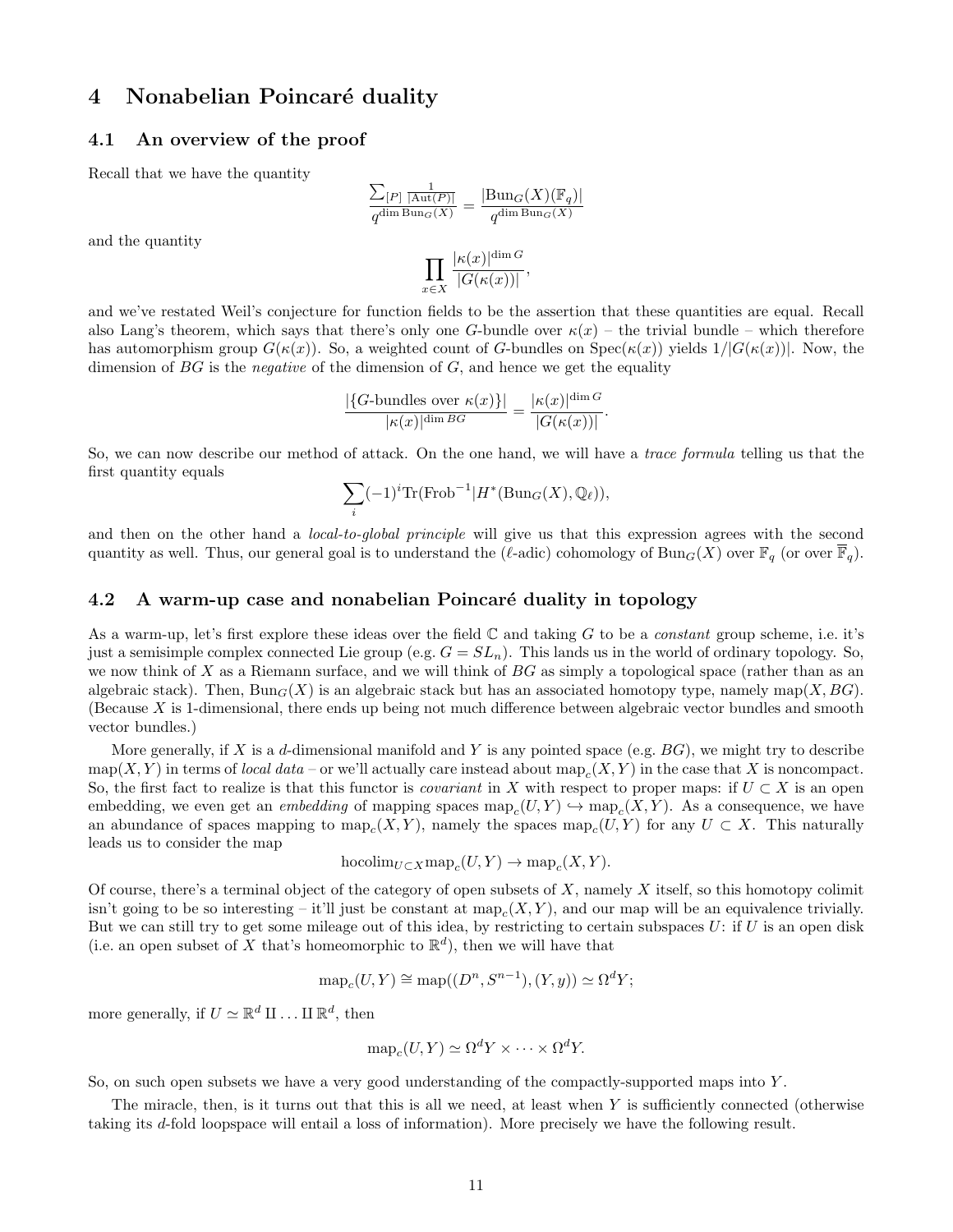# 4 Nonabelian Poincaré duality

## 4.1 An overview of the proof

Recall that we have the quantity

$$\frac{\sum_{[P]} \frac{1}{|\mathrm{Aut}(P)|}}{q^{\dim \mathrm{Bun}_G(X)}} = \frac{|\mathrm{Bun}_G(X)(\mathbb{F}_q)|}{q^{\dim \mathrm{Bun}_G(X)}}$$

and the quantity

$$\prod_{x \in X} \frac{|\kappa(x)|^{\dim G}}{|G(\kappa(x))|},$$

and we've restated Weil's conjecture for function fields to be the assertion that these quantities are equal. Recall also Lang's theorem, which says that there's only one $G$-bundle over $\kappa(x)$ – the trivial bundle – which therefore has automorphism group $G(\kappa(x))$. So, a weighted count of $G$-bundles on $\mathrm{Spec}(\kappa(x))$ yields $1/|G(\kappa(x))|$. Now, the dimension of $BG$ is the *negative* of the dimension of $G$, and hence we get the equality

$$\frac{|\{G\text{-bundles over } \kappa(x)\}|}{|\kappa(x)|^{\dim BG}} = \frac{|\kappa(x)|^{\dim G}}{|G(\kappa(x))|}.$$

So, we can now describe our method of attack. On the one hand, we will have a *trace formula* telling us that the first quantity equals

$$\sum_i (-1)^i \mathrm{Tr}(\mathrm{Frob}^{-1} | H^*(\mathrm{Bun}_G(X), \mathbb{Q}_\ell)),$$

and then on the other hand a *local-to-global principle* will give us that this expression agrees with the second quantity as well. Thus, our general goal is to understand the ($\ell$-adic) cohomology of $\mathrm{Bun}_G(X)$ over $\mathbb{F}_q$ (or over $\overline{\mathbb{F}}_q$).

## 4.2 A warm-up case and nonabelian Poincaré duality in topology

As a warm-up, let's first explore these ideas over the field $\mathbb{C}$ and taking $G$ to be a *constant* group scheme, i.e. it's just a semisimple complex connected Lie group (e.g. $G = SL_n$). This lands us in the world of ordinary topology. So, we now think of $X$ as a Riemann surface, and we will think of $BG$ as simply a topological space (rather than as an algebraic stack). Then, $\mathrm{Bun}_G(X)$ is an algebraic stack but has an associated homotopy type, namely $\mathrm{map}(X, BG)$. (Because $X$ is 1-dimensional, there ends up being not much difference between algebraic vector bundles and smooth vector bundles.)

More generally, if $X$ is a $d$-dimensional manifold and $Y$ is any pointed space (e.g. $BG$), we might try to describe $\mathrm{map}(X, Y)$ in terms of *local data* – or we'll actually care instead about $\mathrm{map}_c(X, Y)$ in the case that $X$ is noncompact. So, the first fact to realize is that this functor is *covariant* in $X$ with respect to proper maps: if $U \subset X$ is an open embedding, we even get an *embedding* of mapping spaces $\mathrm{map}_c(U, Y) \hookrightarrow \mathrm{map}_c(X, Y)$. As a consequence, we have an abundance of spaces mapping to $\mathrm{map}_c(X, Y)$, namely the spaces $\mathrm{map}_c(U, Y)$ for any $U \subset X$. This naturally leads us to consider the map

$$\mathrm{hocolim}_{U \subset X} \mathrm{map}_c(U, Y) \to \mathrm{map}_c(X, Y).$$

Of course, there's a terminal object of the category of open subsets of $X$, namely $X$ itself, so this homotopy colimit isn't going to be so interesting – it'll just be constant at $\mathrm{map}_c(X, Y)$, and our map will be an equivalence trivially. But we can still try to get some mileage out of this idea, by restricting to certain subspaces $U$: if $U$ is an open disk (i.e. an open subset of $X$ that's homeomorphic to $\mathbb{R}^d$), then we will have that

$$\mathrm{map}_c(U, Y) \cong \mathrm{map}((D^n, S^{n-1}), (Y, y)) \simeq \Omega^d Y;$$

more generally, if $U \simeq \mathbb{R}^d \amalg \ldots \amalg \mathbb{R}^d$, then

$$\mathrm{map}_c(U, Y) \simeq \Omega^d Y \times \cdots \times \Omega^d Y.$$

So, on such open subsets we have a very good understanding of the compactly-supported maps into $Y$.

The miracle, then, is it turns out that this is all we need, at least when $Y$ is sufficiently connected (otherwise taking its $d$-fold loopspace will entail a loss of information). More precisely we have the following result.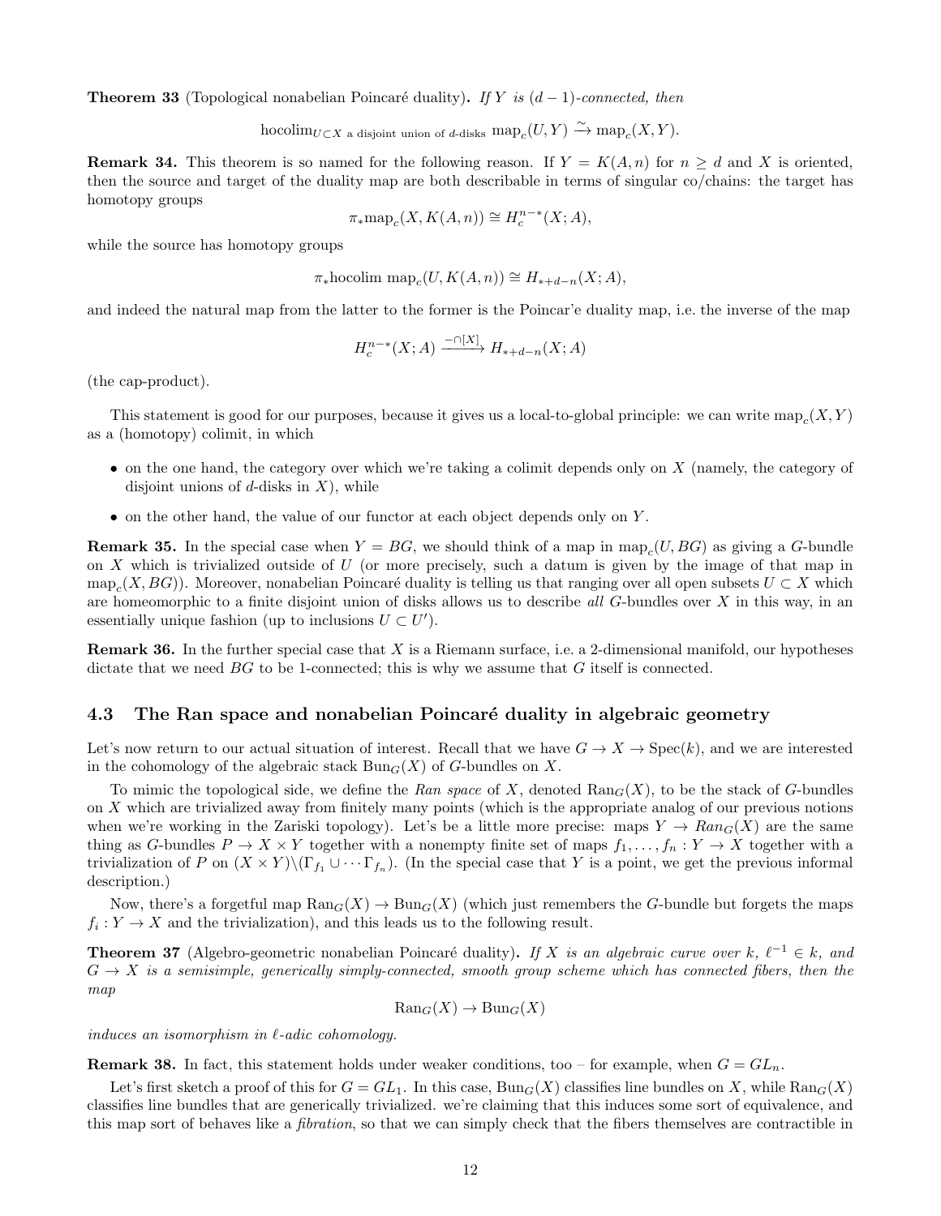**Theorem 33** (Topological nonabelian Poincaré duality)**.** *If $Y$ is $(d-1)$-connected, then*

$$\mathrm{hocolim}_{U\subset X \text{ a disjoint union of } d\text{-disks}}\, \mathrm{map}_c(U,Y) \xrightarrow{\sim} \mathrm{map}_c(X,Y).$$

**Remark 34.** This theorem is so named for the following reason. If $Y = K(A,n)$ for $n \geq d$ and $X$ is oriented, then the source and target of the duality map are both describable in terms of singular co/chains: the target has homotopy groups

$$\pi_*\mathrm{map}_c(X, K(A,n)) \cong H_c^{n-*}(X;A),$$

while the source has homotopy groups

$$\pi_*\mathrm{hocolim}\ \mathrm{map}_c(U, K(A,n)) \cong H_{*+d-n}(X;A),$$

and indeed the natural map from the latter to the former is the Poincar'e duality map, i.e. the inverse of the map

$$H_c^{n-*}(X;A) \xrightarrow{-\cap[X]} H_{*+d-n}(X;A)$$

(the cap-product).

This statement is good for our purposes, because it gives us a local-to-global principle: we can write $\mathrm{map}_c(X,Y)$ as a (homotopy) colimit, in which

- on the one hand, the category over which we're taking a colimit depends only on $X$ (namely, the category of disjoint unions of $d$-disks in $X$), while
- on the other hand, the value of our functor at each object depends only on $Y$.

**Remark 35.** In the special case when $Y = BG$, we should think of a map in $\mathrm{map}_c(U, BG)$ as giving a $G$-bundle on $X$ which is trivialized outside of $U$ (or more precisely, such a datum is given by the image of that map in $\mathrm{map}_c(X, BG)$). Moreover, nonabelian Poincaré duality is telling us that ranging over all open subsets $U \subset X$ which are homeomorphic to a finite disjoint union of disks allows us to describe *all* $G$-bundles over $X$ in this way, in an essentially unique fashion (up to inclusions $U \subset U'$).

**Remark 36.** In the further special case that $X$ is a Riemann surface, i.e. a 2-dimensional manifold, our hypotheses dictate that we need $BG$ to be 1-connected; this is why we assume that $G$ itself is connected.

### 4.3 The Ran space and nonabelian Poincaré duality in algebraic geometry

Let's now return to our actual situation of interest. Recall that we have $G \to X \to \mathrm{Spec}(k)$, and we are interested in the cohomology of the algebraic stack $\mathrm{Bun}_G(X)$ of $G$-bundles on $X$.

To mimic the topological side, we define the *Ran space* of $X$, denoted $\mathrm{Ran}_G(X)$, to be the stack of $G$-bundles on $X$ which are trivialized away from finitely many points (which is the appropriate analog of our previous notions when we're working in the Zariski topology). Let's be a little more precise: maps $Y \to \mathit{Ran}_G(X)$ are the same thing as $G$-bundles $P \to X \times Y$ together with a nonempty finite set of maps $f_1, \ldots, f_n : Y \to X$ together with a trivialization of $P$ on $(X \times Y)\backslash(\Gamma_{f_1} \cup \cdots \Gamma_{f_n})$. (In the special case that $Y$ is a point, we get the previous informal description.)

Now, there's a forgetful map $\mathrm{Ran}_G(X) \to \mathrm{Bun}_G(X)$ (which just remembers the $G$-bundle but forgets the maps $f_i : Y \to X$ and the trivialization), and this leads us to the following result.

**Theorem 37** (Algebro-geometric nonabelian Poincaré duality)**.** *If $X$ is an algebraic curve over $k$, $\ell^{-1} \in k$, and $G \to X$ is a semisimple, generically simply-connected, smooth group scheme which has connected fibers, then the map*

$$\mathrm{Ran}_G(X) \to \mathrm{Bun}_G(X)$$

*induces an isomorphism in $\ell$-adic cohomology.*

**Remark 38.** In fact, this statement holds under weaker conditions, too – for example, when $G = GL_n$.

Let's first sketch a proof of this for $G = GL_1$. In this case, $\mathrm{Bun}_G(X)$ classifies line bundles on $X$, while $\mathrm{Ran}_G(X)$ classifies line bundles that are generically trivialized. we're claiming that this induces some sort of equivalence, and this map sort of behaves like a *fibration*, so that we can simply check that the fibers themselves are contractible in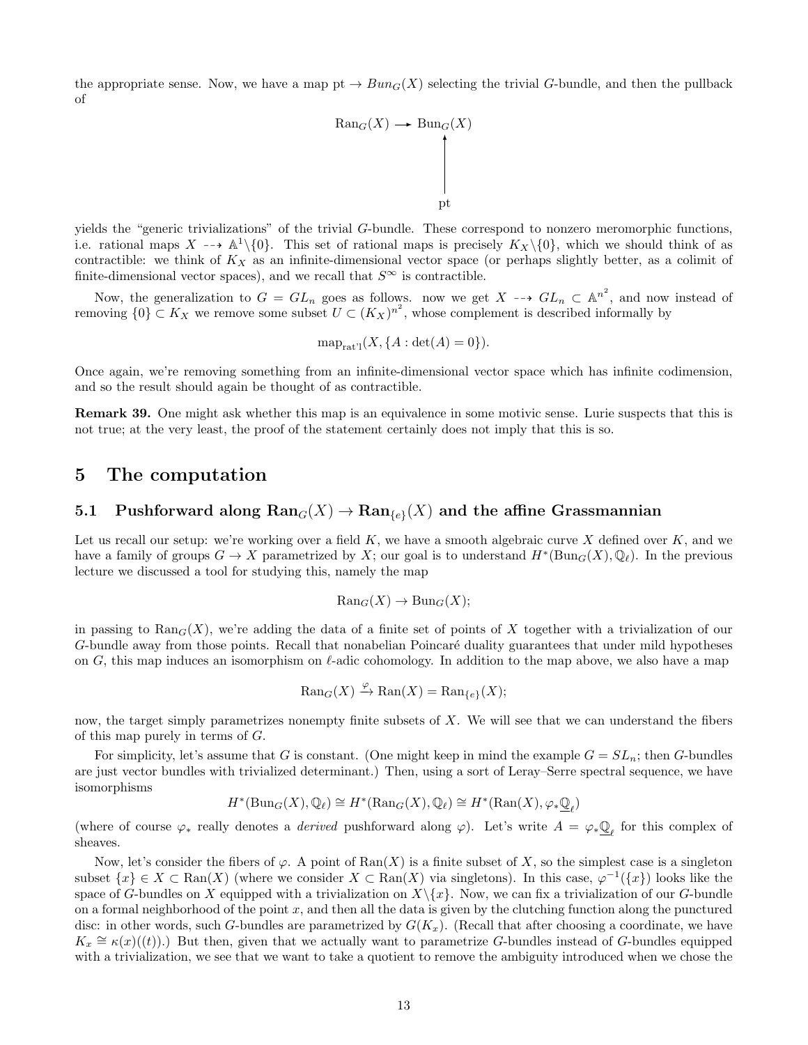the appropriate sense. Now, we have a map pt $\to Bun_G(X)$ selecting the trivial $G$-bundle, and then the pullback of

$$\begin{array}{ccc} \mathrm{Ran}_G(X) & \longrightarrow & \mathrm{Bun}_G(X) \\ & & \uparrow \\ & & \mathrm{pt} \end{array}$$

yields the "generic trivializations" of the trivial $G$-bundle. These correspond to nonzero meromorphic functions, i.e. rational maps $X \dashrightarrow \mathbb{A}^1\backslash\{0\}$. This set of rational maps is precisely $K_X\backslash\{0\}$, which we should think of as contractible: we think of $K_X$ as an infinite-dimensional vector space (or perhaps slightly better, as a colimit of finite-dimensional vector spaces), and we recall that $S^\infty$ is contractible.

Now, the generalization to $G = GL_n$ goes as follows. now we get $X \dashrightarrow GL_n \subset \mathbb{A}^{n^2}$, and now instead of removing $\{0\} \subset K_X$ we remove some subset $U \subset (K_X)^{n^2}$, whose complement is described informally by

$$\mathrm{map}_{\mathrm{rat'l}}(X, \{A : \det(A) = 0\}).$$

Once again, we're removing something from an infinite-dimensional vector space which has infinite codimension, and so the result should again be thought of as contractible.

**Remark 39.** One might ask whether this map is an equivalence in some motivic sense. Lurie suspects that this is not true; at the very least, the proof of the statement certainly does not imply that this is so.

# 5 The computation

## 5.1 Pushforward along $\mathrm{Ran}_G(X) \to \mathrm{Ran}_{\{e\}}(X)$ and the affine Grassmannian

Let us recall our setup: we're working over a field $K$, we have a smooth algebraic curve $X$ defined over $K$, and we have a family of groups $G \to X$ parametrized by $X$; our goal is to understand $H^*(\mathrm{Bun}_G(X), \mathbb{Q}_\ell)$. In the previous lecture we discussed a tool for studying this, namely the map

$$\mathrm{Ran}_G(X) \to \mathrm{Bun}_G(X);$$

in passing to $\mathrm{Ran}_G(X)$, we're adding the data of a finite set of points of $X$ together with a trivialization of our $G$-bundle away from those points. Recall that nonabelian Poincaré duality guarantees that under mild hypotheses on $G$, this map induces an isomorphism on $\ell$-adic cohomology. In addition to the map above, we also have a map

$$\mathrm{Ran}_G(X) \xrightarrow{\varphi} \mathrm{Ran}(X) = \mathrm{Ran}_{\{e\}}(X);$$

now, the target simply parametrizes nonempty finite subsets of $X$. We will see that we can understand the fibers of this map purely in terms of $G$.

For simplicity, let's assume that $G$ is constant. (One might keep in mind the example $G = SL_n$; then $G$-bundles are just vector bundles with trivialized determinant.) Then, using a sort of Leray–Serre spectral sequence, we have isomorphisms

$$H^*(\mathrm{Bun}_G(X), \mathbb{Q}_\ell) \cong H^*(\mathrm{Ran}_G(X), \mathbb{Q}_\ell) \cong H^*(\mathrm{Ran}(X), \varphi_* \underline{\mathbb{Q}}_\ell)$$

(where of course $\varphi_*$ really denotes a *derived* pushforward along $\varphi$). Let's write $A = \varphi_* \underline{\mathbb{Q}}_\ell$ for this complex of sheaves.

Now, let's consider the fibers of $\varphi$. A point of $\mathrm{Ran}(X)$ is a finite subset of $X$, so the simplest case is a singleton subset $\{x\} \in X \subset \mathrm{Ran}(X)$ (where we consider $X \subset \mathrm{Ran}(X)$ via singletons). In this case, $\varphi^{-1}(\{x\})$ looks like the space of $G$-bundles on $X$ equipped with a trivialization on $X\backslash\{x\}$. Now, we can fix a trivialization of our $G$-bundle on a formal neighborhood of the point $x$, and then all the data is given by the clutching function along the punctured disc: in other words, such $G$-bundles are parametrized by $G(K_x)$. (Recall that after choosing a coordinate, we have $K_x \cong \kappa(x)((t))$.) But then, given that we actually want to parametrize $G$-bundles instead of $G$-bundles equipped with a trivialization, we see that we want to take a quotient to remove the ambiguity introduced when we chose the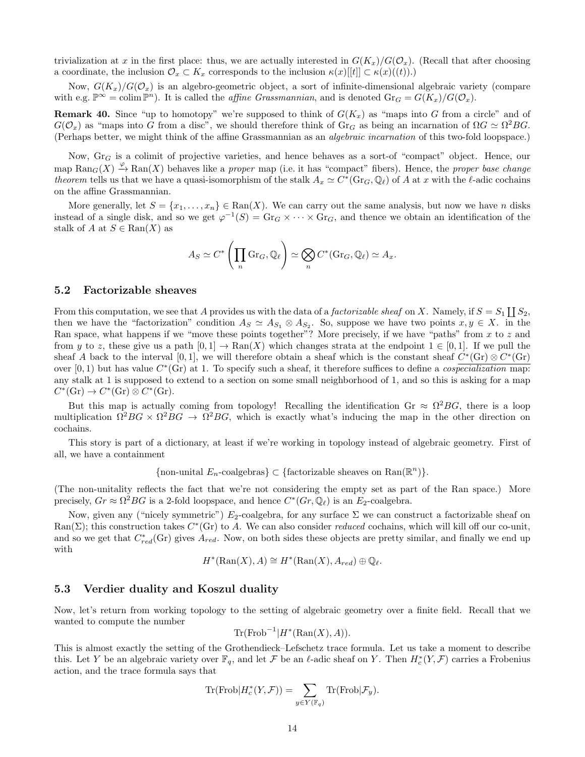trivialization at $x$ in the first place: thus, we are actually interested in $G(K_x)/G(\mathcal{O}_x)$. (Recall that after choosing a coordinate, the inclusion $\mathcal{O}_x \subset K_x$ corresponds to the inclusion $\kappa(x)[[t]] \subset \kappa(x)((t))$.)

Now, $G(K_x)/G(\mathcal{O}_x)$ is an algebro-geometric object, a sort of infinite-dimensional algebraic variety (compare with e.g. $\mathbb{P}^\infty = \operatorname{colim} \mathbb{P}^n$). It is called the *affine Grassmannian*, and is denoted $\mathrm{Gr}_G = G(K_x)/G(\mathcal{O}_x)$.

**Remark 40.** Since "up to homotopy" we're supposed to think of $G(K_x)$ as "maps into $G$ from a circle" and of $G(\mathcal{O}_x)$ as "maps into $G$ from a disc", we should therefore think of $\mathrm{Gr}_G$ as being an incarnation of $\Omega G \simeq \Omega^2 BG$. (Perhaps better, we might think of the affine Grassmannian as an *algebraic incarnation* of this two-fold loopspace.)

Now, $\mathrm{Gr}_G$ is a colimit of projective varieties, and hence behaves as a sort-of "compact" object. Hence, our map $\mathrm{Ran}_G(X) \xrightarrow{\varphi} \mathrm{Ran}(X)$ behaves like a *proper* map (i.e. it has "compact" fibers). Hence, the *proper base change theorem* tells us that we have a quasi-isomorphism of the stalk $A_x \simeq C^*(\mathrm{Gr}_G, \mathbb{Q}_\ell)$ of $A$ at $x$ with the $\ell$-adic cochains on the affine Grassmannian.

More generally, let $S = \{x_1, \ldots, x_n\} \in \mathrm{Ran}(X)$. We can carry out the same analysis, but now we have $n$ disks instead of a single disk, and so we get $\varphi^{-1}(S) = \mathrm{Gr}_G \times \cdots \times \mathrm{Gr}_G$, and thence we obtain an identification of the stalk of $A$ at $S \in \mathrm{Ran}(X)$ as

$$A_S \simeq C^*\left(\prod_n \mathrm{Gr}_G, \mathbb{Q}_\ell\right) \simeq \bigotimes_n C^*(\mathrm{Gr}_G, \mathbb{Q}_\ell) \simeq A_x.$$

## 5.2 Factorizable sheaves

From this computation, we see that $A$ provides us with the data of a *factorizable sheaf* on $X$. Namely, if $S = S_1 \coprod S_2$, then we have the "factorization" condition $A_S \simeq A_{S_1} \otimes A_{S_2}$. So, suppose we have two points $x, y \in X$. in the Ran space, what happens if we "move these points together"? More precisely, if we have "paths" from $x$ to $z$ and from $y$ to $z$, these give us a path $[0,1] \to \mathrm{Ran}(X)$ which changes strata at the endpoint $1 \in [0,1]$. If we pull the sheaf $A$ back to the interval $[0,1]$, we will therefore obtain a sheaf which is the constant sheaf $\underline{C^*(\mathrm{Gr}) \otimes C^*(\mathrm{Gr})}$ over $[0,1)$ but has value $C^*(\mathrm{Gr})$ at 1. To specify such a sheaf, it therefore suffices to define a *cospecialization* map: any stalk at 1 is supposed to extend to a section on some small neighborhood of 1, and so this is asking for a map $C^*(\mathrm{Gr}) \to C^*(\mathrm{Gr}) \otimes C^*(\mathrm{Gr})$.

But this map is actually coming from topology! Recalling the identification $\mathrm{Gr} \approx \Omega^2 BG$, there is a loop multiplication $\Omega^2 BG \times \Omega^2 BG \to \Omega^2 BG$, which is exactly what's inducing the map in the other direction on cochains.

This story is part of a dictionary, at least if we're working in topology instead of algebraic geometry. First of all, we have a containment

$$\{\text{non-unital } E_n\text{-coalgebras}\} \subset \{\text{factorizable sheaves on } \mathrm{Ran}(\mathbb{R}^n)\}.$$

(The non-unitality reflects the fact that we're not considering the empty set as part of the Ran space.) More precisely, $Gr \approx \Omega^2 BG$ is a 2-fold loopspace, and hence $C^*(Gr, \mathbb{Q}_\ell)$ is an $E_2$-coalgebra.

Now, given any ("nicely symmetric") $E_2$-coalgebra, for any surface $\Sigma$ we can construct a factorizable sheaf on $\mathrm{Ran}(\Sigma)$; this construction takes $C^*(\mathrm{Gr})$ to $A$. We can also consider *reduced* cochains, which will kill off our co-unit, and so we get that $C^*_{red}(\mathrm{Gr})$ gives $A_{red}$. Now, on both sides these objects are pretty similar, and finally we end up with

$$H^*(\mathrm{Ran}(X), A) \cong H^*(\mathrm{Ran}(X), A_{red}) \oplus \mathbb{Q}_\ell.$$

## 5.3 Verdier duality and Koszul duality

Now, let's return from working topology to the setting of algebraic geometry over a finite field. Recall that we wanted to compute the number

$$\mathrm{Tr}(\mathrm{Frob}^{-1} | H^*(\mathrm{Ran}(X), A)).$$

This is almost exactly the setting of the Grothendieck–Lefschetz trace formula. Let us take a moment to describe this. Let $Y$ be an algebraic variety over $\mathbb{F}_q$, and let $\mathcal{F}$ be an $\ell$-adic sheaf on $Y$. Then $H^*_c(Y, \mathcal{F})$ carries a Frobenius action, and the trace formula says that

$$\mathrm{Tr}(\mathrm{Frob} | H^*_c(Y, \mathcal{F})) = \sum_{y \in Y(\mathbb{F}_q)} \mathrm{Tr}(\mathrm{Frob} | \mathcal{F}_y).$$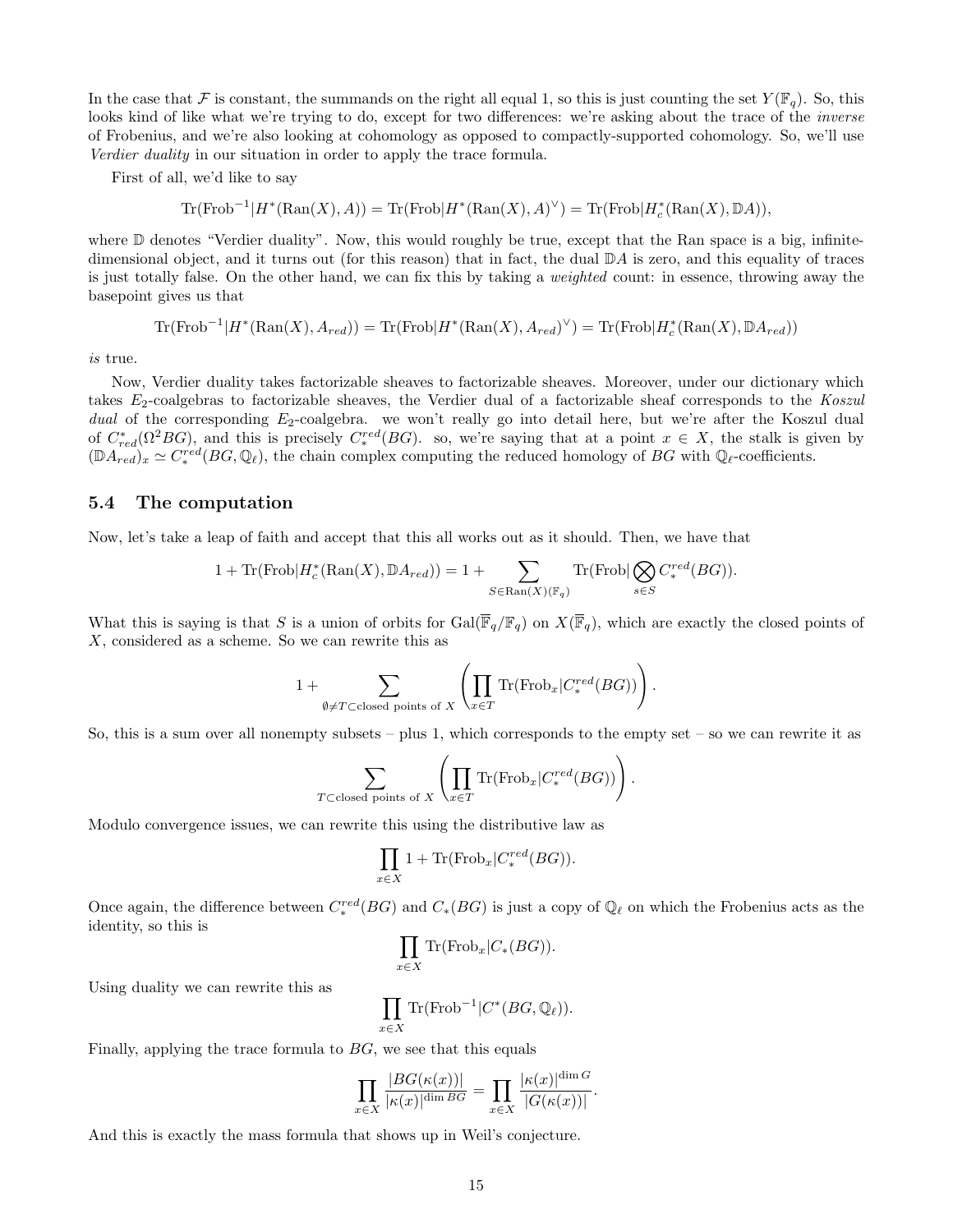In the case that $\mathcal{F}$ is constant, the summands on the right all equal 1, so this is just counting the set $Y(\mathbb{F}_q)$. So, this looks kind of like what we're trying to do, except for two differences: we're asking about the trace of the *inverse* of Frobenius, and we're also looking at cohomology as opposed to compactly-supported cohomology. So, we'll use *Verdier duality* in our situation in order to apply the trace formula.

First of all, we'd like to say

$$\mathrm{Tr}(\mathrm{Frob}^{-1}|H^*(\mathrm{Ran}(X), A)) = \mathrm{Tr}(\mathrm{Frob}|H^*(\mathrm{Ran}(X), A)^\vee) = \mathrm{Tr}(\mathrm{Frob}|H^*_c(\mathrm{Ran}(X), \mathbb{D}A)),$$

where $\mathbb{D}$ denotes "Verdier duality". Now, this would roughly be true, except that the Ran space is a big, infinite-dimensional object, and it turns out (for this reason) that in fact, the dual $\mathbb{D}A$ is zero, and this equality of traces is just totally false. On the other hand, we can fix this by taking a *weighted* count: in essence, throwing away the basepoint gives us that

$$\mathrm{Tr}(\mathrm{Frob}^{-1}|H^*(\mathrm{Ran}(X), A_{red})) = \mathrm{Tr}(\mathrm{Frob}|H^*(\mathrm{Ran}(X), A_{red})^\vee) = \mathrm{Tr}(\mathrm{Frob}|H^*_c(\mathrm{Ran}(X), \mathbb{D}A_{red}))$$

*is* true.

Now, Verdier duality takes factorizable sheaves to factorizable sheaves. Moreover, under our dictionary which takes $E_2$-coalgebras to factorizable sheaves, the Verdier dual of a factorizable sheaf corresponds to the *Koszul dual* of the corresponding $E_2$-coalgebra. we won't really go into detail here, but we're after the Koszul dual of $C^*_{red}(\Omega^2 BG)$, and this is precisely $C^{red}_*(BG)$. so, we're saying that at a point $x \in X$, the stalk is given by $(\mathbb{D}A_{red})_x \simeq C^{red}_*(BG, \mathbb{Q}_\ell)$, the chain complex computing the reduced homology of $BG$ with $\mathbb{Q}_\ell$-coefficients.

## 5.4 The computation

Now, let's take a leap of faith and accept that this all works out as it should. Then, we have that

$$1 + \mathrm{Tr}(\mathrm{Frob}|H^*_c(\mathrm{Ran}(X), \mathbb{D}A_{red})) = 1 + \sum_{S \in \mathrm{Ran}(X)(\mathbb{F}_q)} \mathrm{Tr}(\mathrm{Frob}|\bigotimes_{s \in S} C^{red}_*(BG)).$$

What this is saying is that $S$ is a union of orbits for $\mathrm{Gal}(\overline{\mathbb{F}}_q/\mathbb{F}_q)$ on $X(\overline{\mathbb{F}}_q)$, which are exactly the closed points of $X$, considered as a scheme. So we can rewrite this as

$$1 + \sum_{\emptyset \neq T \subset \text{closed points of } X} \left( \prod_{x \in T} \mathrm{Tr}(\mathrm{Frob}_x|C^{red}_*(BG)) \right).$$

So, this is a sum over all nonempty subsets – plus 1, which corresponds to the empty set – so we can rewrite it as

$$\sum_{T \subset \text{closed points of } X} \left( \prod_{x \in T} \mathrm{Tr}(\mathrm{Frob}_x|C^{red}_*(BG)) \right).$$

Modulo convergence issues, we can rewrite this using the distributive law as

$$\prod_{x \in X} 1 + \mathrm{Tr}(\mathrm{Frob}_x|C^{red}_*(BG)).$$

Once again, the difference between $C^{red}_*(BG)$ and $C_*(BG)$ is just a copy of $\mathbb{Q}_\ell$ on which the Frobenius acts as the identity, so this is

$$\prod_{x \in X} \mathrm{Tr}(\mathrm{Frob}_x|C_*(BG)).$$

Using duality we can rewrite this as

$$\prod_{x \in X} \mathrm{Tr}(\mathrm{Frob}^{-1}|C^*(BG, \mathbb{Q}_\ell)).$$

Finally, applying the trace formula to $BG$, we see that this equals

$$\prod_{x \in X} \frac{|BG(\kappa(x))|}{|\kappa(x)|^{\dim BG}} = \prod_{x \in X} \frac{|\kappa(x)|^{\dim G}}{|G(\kappa(x))|}.$$

And this is exactly the mass formula that shows up in Weil's conjecture.